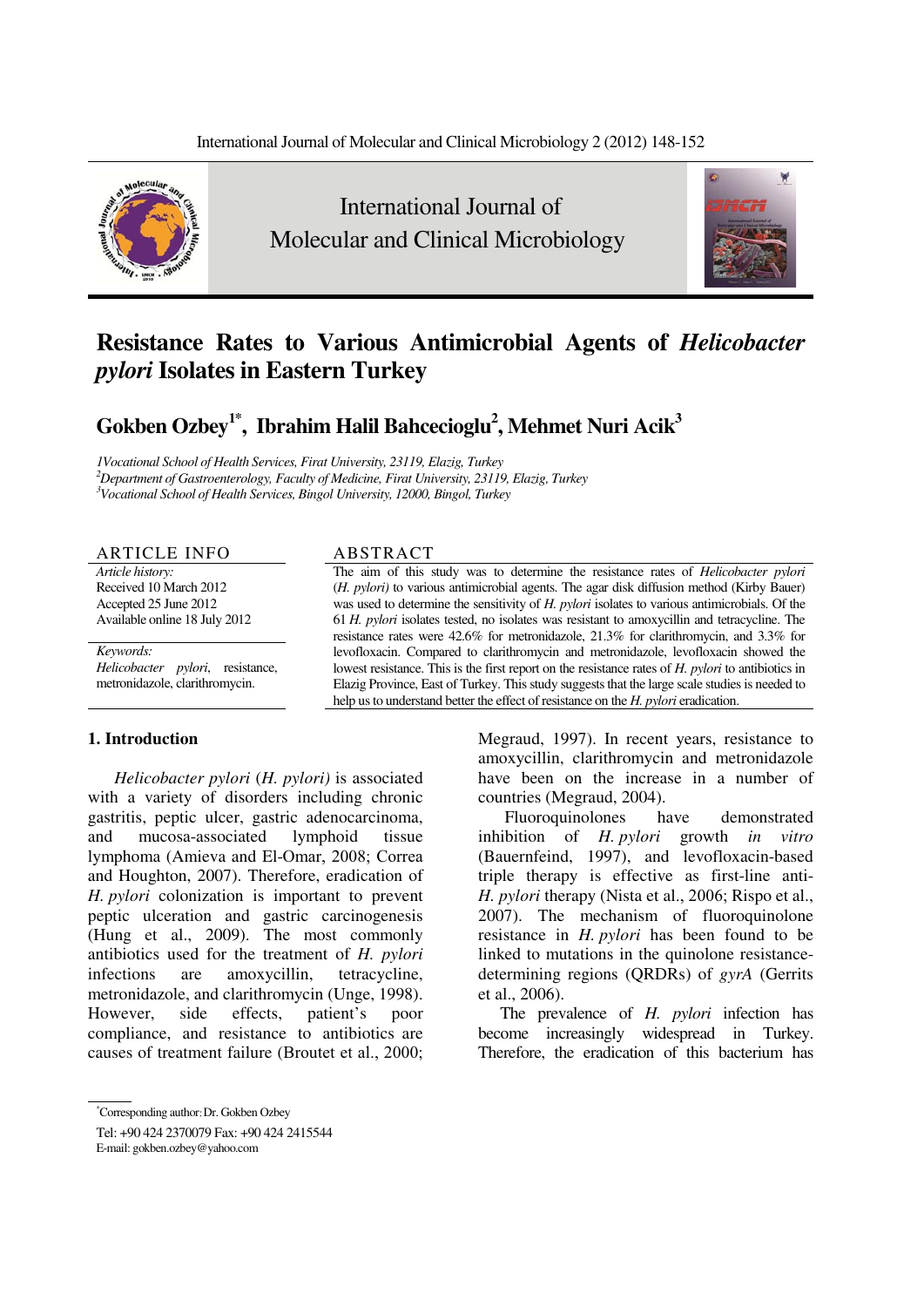# Resistance Rates to Various Antimicrobial Agents of *Helicobacter pylori* Isolates in Eastern Turkey

## Gokben Ozbey[1*], Ibrahim Halil Bahcecioglu[2], Mehmet Nuri Acik[3]

*1Vocational School of Health Services, Firat University, 23119, Elazig, Turkey*
*[2]Department of Gastroenterology, Faculty of Medicine, Firat University, 23119, Elazig, Turkey*
*[3]Vocational School of Health Services, Bingol University, 12000, Bingol, Turkey*

**ARTICLE INFO**

*Article history:*
Received 10 March 2012
Accepted 25 June 2012
Available online 18 July 2012

*Keywords:*
*Helicobacter pylori*, resistance, metronidazole, clarithromycin.

**ABSTRACT**

The aim of this study was to determine the resistance rates of *Helicobacter pylori* (*H. pylori)* to various antimicrobial agents. The agar disk diffusion method (Kirby Bauer) was used to determine the sensitivity of *H. pylori* isolates to various antimicrobials. Of the 61 *H. pylori* isolates tested, no isolates was resistant to amoxycillin and tetracycline. The resistance rates were 42.6% for metronidazole, 21.3% for clarithromycin, and 3.3% for levofloxacin. Compared to clarithromycin and metronidazole, levofloxacin showed the lowest resistance. This is the first report on the resistance rates of *H. pylori* to antibiotics in Elazig Province, East of Turkey. This study suggests that the large scale studies is needed to help us to understand better the effect of resistance on the *H. pylori* eradication.

### 1. Introduction

*Helicobacter pylori* (*H. pylori)* is associated with a variety of disorders including chronic gastritis, peptic ulcer, gastric adenocarcinoma, and mucosa-associated lymphoid tissue lymphoma (Amieva and El-Omar, 2008; Correa and Houghton, 2007). Therefore, eradication of *H. pylori* colonization is important to prevent peptic ulceration and gastric carcinogenesis (Hung et al., 2009). The most commonly antibiotics used for the treatment of *H. pylori* infections are amoxycillin, tetracycline, metronidazole, and clarithromycin (Unge, 1998). However, side effects, patient's poor compliance, and resistance to antibiotics are causes of treatment failure (Broutet et al., 2000; Megraud, 1997). In recent years, resistance to amoxycillin, clarithromycin and metronidazole have been on the increase in a number of countries (Megraud, 2004).

Fluoroquinolones have demonstrated inhibition of *H. pylori* growth *in vitro* (Bauernfeind, 1997), and levofloxacin-based triple therapy is effective as first-line anti-*H. pylori* therapy (Nista et al., 2006; Rispo et al., 2007). The mechanism of fluoroquinolone resistance in *H. pylori* has been found to be linked to mutations in the quinolone resistance-determining regions (QRDRs) of *gyrA* (Gerrits et al., 2006).

The prevalence of *H. pylori* infection has become increasingly widespread in Turkey. Therefore, the eradication of this bacterium has

---

[*]Corresponding author: Dr. Gokben Ozbey
Tel: +90 424 2370079 Fax: +90 424 2415544
E-mail: gokben.ozbey@yahoo.com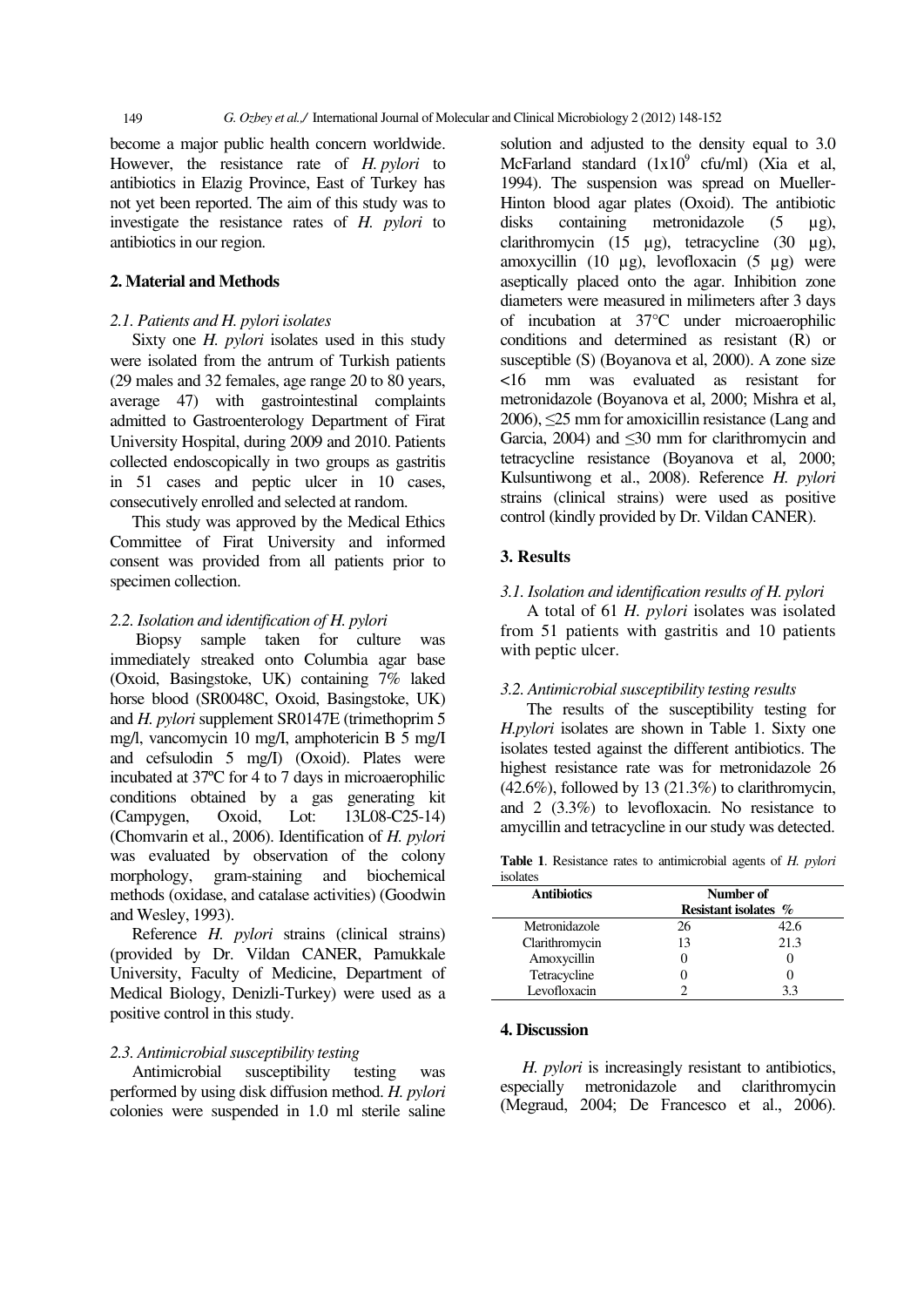become a major public health concern worldwide. However, the resistance rate of *H. pylori* to antibiotics in Elazig Province, East of Turkey has not yet been reported. The aim of this study was to investigate the resistance rates of *H. pylori* to antibiotics in our region.

## 2. Material and Methods

### *2.1. Patients and H. pylori isolates*

Sixty one *H. pylori* isolates used in this study were isolated from the antrum of Turkish patients (29 males and 32 females, age range 20 to 80 years, average 47) with gastrointestinal complaints admitted to Gastroenterology Department of Firat University Hospital, during 2009 and 2010. Patients collected endoscopically in two groups as gastritis in 51 cases and peptic ulcer in 10 cases, consecutively enrolled and selected at random.

This study was approved by the Medical Ethics Committee of Firat University and informed consent was provided from all patients prior to specimen collection.

### *2.2. Isolation and identification of H. pylori*

Biopsy sample taken for culture was immediately streaked onto Columbia agar base (Oxoid, Basingstoke, UK) containing 7% laked horse blood (SR0048C, Oxoid, Basingstoke, UK) and *H. pylori* supplement SR0147E (trimethoprim 5 mg/l, vancomycin 10 mg/l, amphotericin B 5 mg/I and cefsulodin 5 mg/I) (Oxoid). Plates were incubated at 37ºC for 4 to 7 days in microaerophilic conditions obtained by a gas generating kit (Campygen, Oxoid, Lot: 13L08-C25-14) (Chomvarin et al., 2006). Identification of *H. pylori* was evaluated by observation of the colony morphology, gram-staining and biochemical methods (oxidase, and catalase activities) (Goodwin and Wesley, 1993).

Reference *H. pylori* strains (clinical strains) (provided by Dr. Vildan CANER, Pamukkale University, Faculty of Medicine, Department of Medical Biology, Denizli-Turkey) were used as a positive control in this study.

### *2.3. Antimicrobial susceptibility testing*

Antimicrobial susceptibility testing was performed by using disk diffusion method. *H. pylori* colonies were suspended in 1.0 ml sterile saline solution and adjusted to the density equal to 3.0 McFarland standard ($1x10^9$ cfu/ml) (Xia et al, 1994). The suspension was spread on Mueller-Hinton blood agar plates (Oxoid). The antibiotic disks containing metronidazole (5 µg), clarithromycin (15 µg), tetracycline (30 µg), amoxycillin (10 µg), levofloxacin (5 µg) were aseptically placed onto the agar. Inhibition zone diameters were measured in milimeters after 3 days of incubation at 37°C under microaerophilic conditions and determined as resistant (R) or susceptible (S) (Boyanova et al, 2000). A zone size <16 mm was evaluated as resistant for metronidazole (Boyanova et al, 2000; Mishra et al, 2006), ≤25 mm for amoxicillin resistance (Lang and Garcia, 2004) and ≤30 mm for clarithromycin and tetracycline resistance (Boyanova et al, 2000; Kulsuntiwong et al., 2008). Reference *H. pylori* strains (clinical strains) were used as positive control (kindly provided by Dr. Vildan CANER).

## 3. Results

### *3.1. Isolation and identification results of H. pylori*

A total of 61 *H. pylori* isolates was isolated from 51 patients with gastritis and 10 patients with peptic ulcer.

### *3.2. Antimicrobial susceptibility testing results*

The results of the susceptibility testing for *H.pylori* isolates are shown in Table 1. Sixty one isolates tested against the different antibiotics. The highest resistance rate was for metronidazole 26 (42.6%), followed by 13 (21.3%) to clarithromycin, and 2 (3.3%) to levofloxacin. No resistance to amycillin and tetracycline in our study was detected.

**Table 1**. Resistance rates to antimicrobial agents of *H. pylori* isolates

| Antibiotics | Number of Resistant isolates | % |
|---|---|---|
| Metronidazole | 26 | 42.6 |
| Clarithromycin | 13 | 21.3 |
| Amoxycillin | 0 | 0 |
| Tetracycline | 0 | 0 |
| Levofloxacin | 2 | 3.3 |

## 4. Discussion

*H. pylori* is increasingly resistant to antibiotics, especially metronidazole and clarithromycin (Megraud, 2004; De Francesco et al., 2006).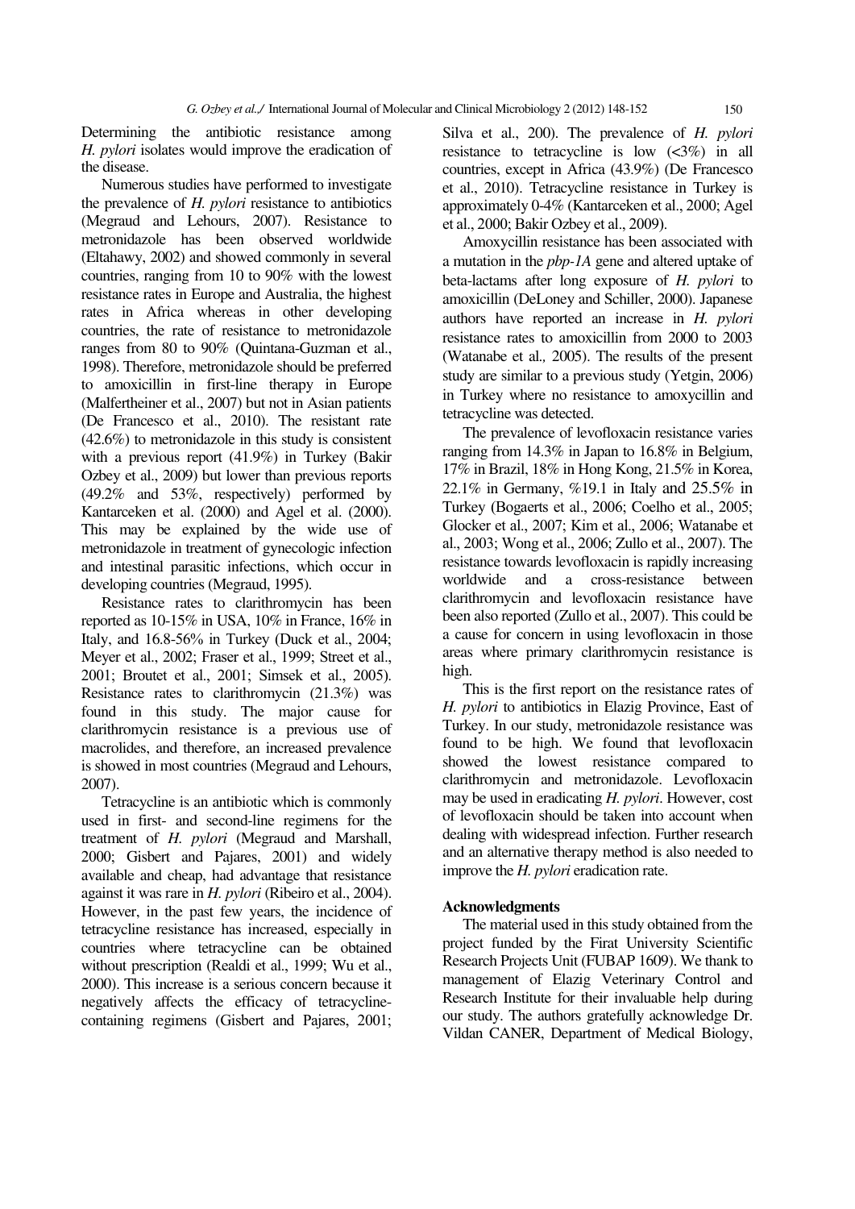Determining the antibiotic resistance among *H. pylori* isolates would improve the eradication of the disease.

Numerous studies have performed to investigate the prevalence of *H. pylori* resistance to antibiotics (Megraud and Lehours, 2007). Resistance to metronidazole has been observed worldwide (Eltahawy, 2002) and showed commonly in several countries, ranging from 10 to 90% with the lowest resistance rates in Europe and Australia, the highest rates in Africa whereas in other developing countries, the rate of resistance to metronidazole ranges from 80 to 90% (Quintana-Guzman et al., 1998). Therefore, metronidazole should be preferred to amoxicillin in first-line therapy in Europe (Malfertheiner et al., 2007) but not in Asian patients (De Francesco et al., 2010). The resistant rate (42.6%) to metronidazole in this study is consistent with a previous report (41.9%) in Turkey (Bakir Ozbey et al., 2009) but lower than previous reports (49.2% and 53%, respectively) performed by Kantarceken et al. (2000) and Agel et al. (2000). This may be explained by the wide use of metronidazole in treatment of gynecologic infection and intestinal parasitic infections, which occur in developing countries (Megraud, 1995).

Resistance rates to clarithromycin has been reported as 10-15% in USA, 10% in France, 16% in Italy, and 16.8-56% in Turkey (Duck et al., 2004; Meyer et al., 2002; Fraser et al., 1999; Street et al., 2001; Broutet et al., 2001; Simsek et al., 2005). Resistance rates to clarithromycin (21.3%) was found in this study. The major cause for clarithromycin resistance is a previous use of macrolides, and therefore, an increased prevalence is showed in most countries (Megraud and Lehours, 2007).

Tetracycline is an antibiotic which is commonly used in first- and second-line regimens for the treatment of *H. pylori* (Megraud and Marshall, 2000; Gisbert and Pajares, 2001) and widely available and cheap, had advantage that resistance against it was rare in *H. pylori* (Ribeiro et al., 2004). However, in the past few years, the incidence of tetracycline resistance has increased, especially in countries where tetracycline can be obtained without prescription (Realdi et al., 1999; Wu et al., 2000). This increase is a serious concern because it negatively affects the efficacy of tetracycline-containing regimens (Gisbert and Pajares, 2001; Silva et al., 200). The prevalence of *H. pylori* resistance to tetracycline is low (<3%) in all countries, except in Africa (43.9%) (De Francesco et al., 2010). Tetracycline resistance in Turkey is approximately 0-4% (Kantarceken et al., 2000; Agel et al., 2000; Bakir Ozbey et al., 2009).

Amoxycillin resistance has been associated with a mutation in the *pbp-1A* gene and altered uptake of beta-lactams after long exposure of *H. pylori* to amoxicillin (DeLoney and Schiller, 2000). Japanese authors have reported an increase in *H. pylori* resistance rates to amoxicillin from 2000 to 2003 (Watanabe et al., 2005). The results of the present study are similar to a previous study (Yetgin, 2006) in Turkey where no resistance to amoxycillin and tetracycline was detected.

The prevalence of levofloxacin resistance varies ranging from 14.3% in Japan to 16.8% in Belgium, 17% in Brazil, 18% in Hong Kong, 21.5% in Korea, 22.1% in Germany, %19.1 in Italy and 25.5% in Turkey (Bogaerts et al., 2006; Coelho et al., 2005; Glocker et al., 2007; Kim et al., 2006; Watanabe et al., 2003; Wong et al., 2006; Zullo et al., 2007). The resistance towards levofloxacin is rapidly increasing worldwide and a cross-resistance between clarithromycin and levofloxacin resistance have been also reported (Zullo et al., 2007). This could be a cause for concern in using levofloxacin in those areas where primary clarithromycin resistance is high.

This is the first report on the resistance rates of *H. pylori* to antibiotics in Elazig Province, East of Turkey. In our study, metronidazole resistance was found to be high. We found that levofloxacin showed the lowest resistance compared to clarithromycin and metronidazole. Levofloxacin may be used in eradicating *H. pylori*. However, cost of levofloxacin should be taken into account when dealing with widespread infection. Further research and an alternative therapy method is also needed to improve the *H. pylori* eradication rate.

### Acknowledgments

The material used in this study obtained from the project funded by the Firat University Scientific Research Projects Unit (FUBAP 1609). We thank to management of Elazig Veterinary Control and Research Institute for their invaluable help during our study. The authors gratefully acknowledge Dr. Vildan CANER, Department of Medical Biology,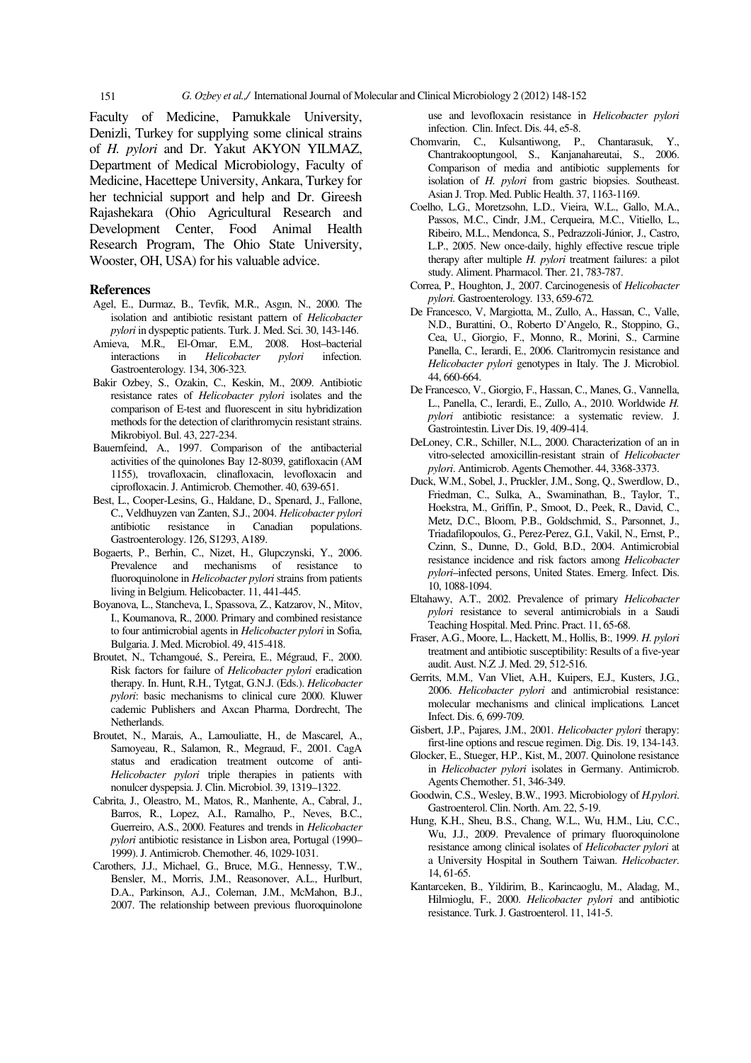Faculty of Medicine, Pamukkale University, Denizli, Turkey for supplying some clinical strains of *H. pylori* and Dr. Yakut AKYON YILMAZ, Department of Medical Microbiology, Faculty of Medicine, Hacettepe University, Ankara, Turkey for her technicial support and help and Dr. Gireesh Rajashekara (Ohio Agricultural Research and Development Center, Food Animal Health Research Program, The Ohio State University, Wooster, OH, USA) for his valuable advice.

## References

Agel, E., Durmaz, B., Tevfik, M.R., Asgın, N., 2000. The isolation and antibiotic resistant pattern of *Helicobacter pylori* in dyspeptic patients. Turk. J. Med. Sci. 30, 143-146.

Amieva, M.R., El-Omar, E.M., 2008. Host–bacterial interactions in *Helicobacter pylori* infection. Gastroenterology. 134, 306-323.

Bakir Ozbey, S., Ozakin, C., Keskin, M., 2009. Antibiotic resistance rates of *Helicobacter pylori* isolates and the comparison of E-test and fluorescent in situ hybridization methods for the detection of clarithromycin resistant strains. Mikrobiyol. Bul. 43, 227-234.

Bauernfeind, A., 1997. Comparison of the antibacterial activities of the quinolones Bay 12-8039, gatifloxacin (AM 1155), trovafloxacin, clinafloxacin, levofloxacin and ciprofloxacin. J. Antimicrob. Chemother. 40, 639-651.

Best, L., Cooper-Lesins, G., Haldane, D., Spenard, J., Fallone, C., Veldhuyzen van Zanten, S.J., 2004. *Helicobacter pylori* antibiotic resistance in Canadian populations. Gastroenterology. 126, S1293, A189.

Bogaerts, P., Berhin, C., Nizet, H., Glupczynski, Y., 2006. Prevalence and mechanisms of resistance to fluoroquinolone in *Helicobacter pylori* strains from patients living in Belgium. Helicobacter. 11, 441-445.

Boyanova, L., Stancheva, I., Spassova, Z., Katzarov, N., Mitov, I., Koumanova, R., 2000. Primary and combined resistance to four antimicrobial agents in *Helicobacter pylori* in Sofia, Bulgaria. J. Med. Microbiol. 49, 415-418.

Broutet, N., Tchamgoué, S., Pereira, E., Mégraud, F., 2000. Risk factors for failure of *Helicobacter pylori* eradication therapy. In. Hunt, R.H., Tytgat, G.N.J. (Eds.). *Helicobacter pylori*: basic mechanisms to clinical cure 2000. Kluwer cademic Publishers and Axcan Pharma, Dordrecht, The Netherlands.

Broutet, N., Marais, A., Lamouliatte, H., de Mascarel, A., Samoyeau, R., Salamon, R., Megraud, F., 2001. CagA status and eradication treatment outcome of anti-*Helicobacter pylori* triple therapies in patients with nonulcer dyspepsia. J. Clin. Microbiol. 39, 1319–1322.

Cabrita, J., Oleastro, M., Matos, R., Manhente, A., Cabral, J., Barros, R., Lopez, A.I., Ramalho, P., Neves, B.C., Guerreiro, A.S., 2000. Features and trends in *Helicobacter pylori* antibiotic resistance in Lisbon area, Portugal (1990–1999). J. Antimicrob. Chemother. 46, 1029-1031.

Carothers, J.J., Michael, G., Bruce, M.G., Hennessy, T.W., Bensler, M., Morris, J.M., Reasonover, A.L., Hurlburt, D.A., Parkinson, A.J., Coleman, J.M., McMahon, B.J., 2007. The relationship between previous fluoroquinolone use and levofloxacin resistance in *Helicobacter pylori* infection. Clin. Infect. Dis. 44, e5-8.

Chomvarin, C., Kulsantiwong, P., Chantarasuk, Y., Chantrakooptungool, S., Kanjanahareutai, S., 2006. Comparison of media and antibiotic supplements for isolation of *H. pylori* from gastric biopsies. Southeast. Asian J. Trop. Med. Public Health. 37, 1163-1169.

Coelho, L.G., Moretzsohn, L.D., Vieira, W.L., Gallo, M.A., Passos, M.C., Cindr, J.M., Cerqueira, M.C., Vitiello, L., Ribeiro, M.L., Mendonca, S., Pedrazzoli-Júnior, J., Castro, L.P., 2005. New once-daily, highly effective rescue triple therapy after multiple *H. pylori* treatment failures: a pilot study. Aliment. Pharmacol. Ther. 21, 783-787.

Correa, P., Houghton, J., 2007. Carcinogenesis of *Helicobacter pylori.* Gastroenterology. 133, 659-672.

De Francesco, V, Margiotta, M., Zullo, A., Hassan, C., Valle, N.D., Burattini, O., Roberto D'Angelo, R., Stoppino, G., Cea, U., Giorgio, F., Monno, R., Morini, S., Carmine Panella, C., Ierardi, E., 2006. Claritromycin resistance and *Helicobacter pylori* genotypes in Italy. The J. Microbiol. 44, 660-664.

De Francesco, V., Giorgio, F., Hassan, C., Manes, G., Vannella, L., Panella, C., Ierardi, E., Zullo, A., 2010. Worldwide *H. pylori* antibiotic resistance: a systematic review. J. Gastrointestin. Liver Dis. 19, 409-414.

DeLoney, C.R., Schiller, N.L., 2000. Characterization of an in vitro-selected amoxicillin-resistant strain of *Helicobacter pylori*. Antimicrob. Agents Chemother. 44, 3368-3373.

Duck, W.M., Sobel, J., Pruckler, J.M., Song, Q., Swerdlow, D., Friedman, C., Sulka, A., Swaminathan, B., Taylor, T., Hoekstra, M., Griffin, P., Smoot, D., Peek, R., David, C., Metz, D.C., Bloom, P.B., Goldschmid, S., Parsonnet, J., Triadafilopoulos, G., Perez-Perez, G.I., Vakil, N., Ernst, P., Czinn, S., Dunne, D., Gold, B.D., 2004. Antimicrobial resistance incidence and risk factors among *Helicobacter pylori*–infected persons, United States. Emerg. Infect. Dis. 10, 1088-1094.

Eltahawy, A.T., 2002. Prevalence of primary *Helicobacter pylori* resistance to several antimicrobials in a Saudi Teaching Hospital. Med. Princ. Pract. 11, 65-68.

Fraser, A.G., Moore, L., Hackett, M., Hollis, B:, 1999. *H. pylori* treatment and antibiotic susceptibility: Results of a five-year audit. Aust. N.Z .J. Med. 29, 512-516.

Gerrits, M.M., Van Vliet, A.H., Kuipers, E.J., Kusters, J.G., 2006. *Helicobacter pylori* and antimicrobial resistance: molecular mechanisms and clinical implications. Lancet Infect. Dis. 6, 699-709.

Gisbert, J.P., Pajares, J.M., 2001. *Helicobacter pylori* therapy: first-line options and rescue regimen. Dig. Dis. 19, 134-143.

Glocker, E., Stueger, H.P., Kist, M., 2007. Quinolone resistance in *Helicobacter pylori* isolates in Germany. Antimicrob. Agents Chemother. 51, 346-349.

Goodwin, C.S., Wesley, B.W., 1993. Microbiology of *H.pylori*. Gastroenterol. Clin. North. Am. 22, 5-19.

Hung, K.H., Sheu, B.S., Chang, W.L., Wu, H.M., Liu, C.C., Wu, J.J., 2009. Prevalence of primary fluoroquinolone resistance among clinical isolates of *Helicobacter pylori* at a University Hospital in Southern Taiwan. *Helicobacter*. 14, 61-65.

Kantarceken, B., Yildirim, B., Karincaoglu, M., Aladag, M., Hilmioglu, F., 2000. *Helicobacter pylori* and antibiotic resistance. Turk. J. Gastroenterol. 11, 141-5.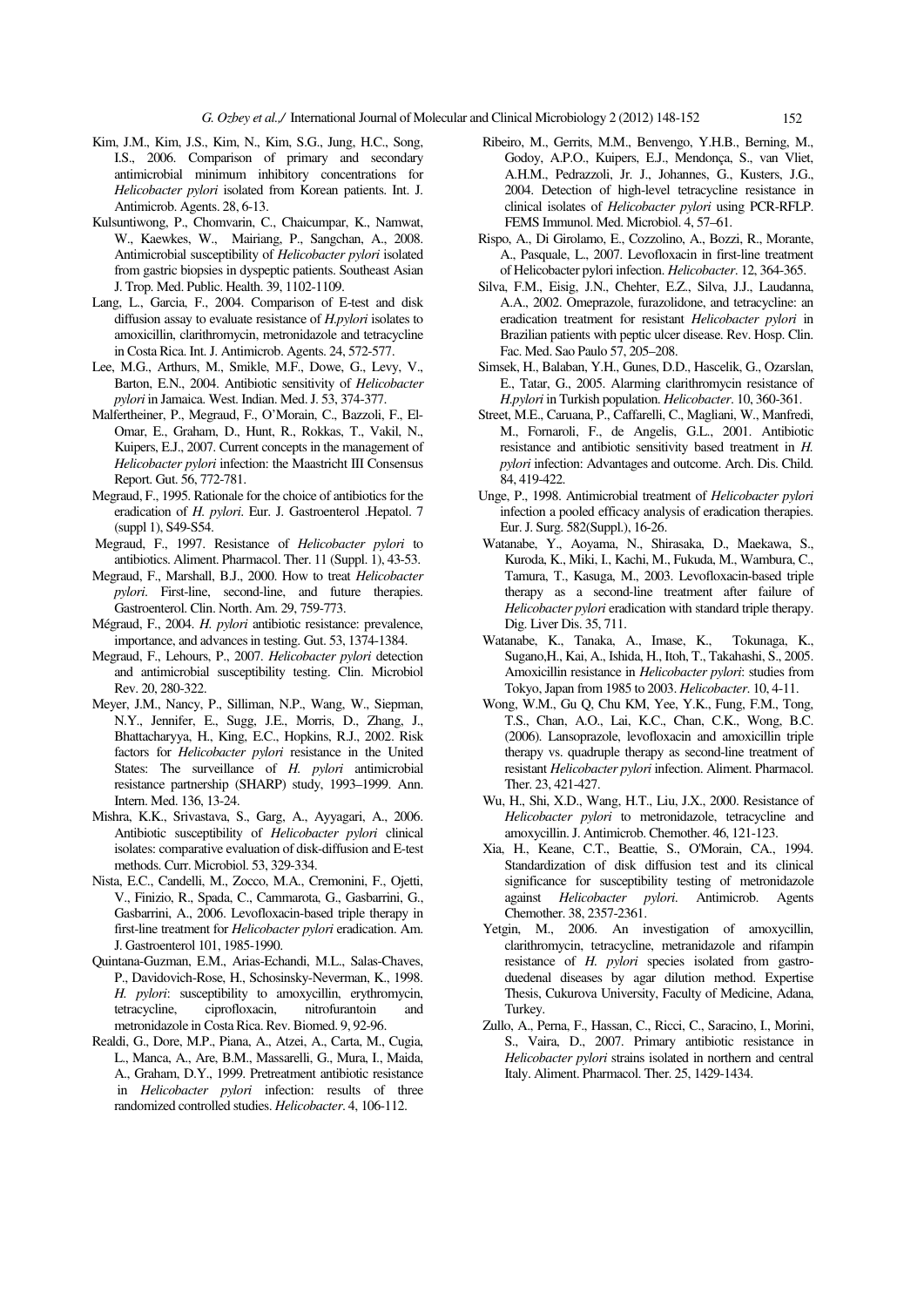Kim, J.M., Kim, J.S., Kim, N., Kim, S.G., Jung, H.C., Song, I.S., 2006. Comparison of primary and secondary antimicrobial minimum inhibitory concentrations for *Helicobacter pylori* isolated from Korean patients. Int. J. Antimicrob. Agents. 28, 6-13.

Kulsuntiwong, P., Chomvarin, C., Chaicumpar, K., Namwat, W., Kaewkes, W., Mairiang, P., Sangchan, A., 2008. Antimicrobial susceptibility of *Helicobacter pylori* isolated from gastric biopsies in dyspeptic patients. Southeast Asian J. Trop. Med. Public. Health. 39, 1102-1109.

Lang, L., Garcia, F., 2004. Comparison of E-test and disk diffusion assay to evaluate resistance of *H.pylori* isolates to amoxicillin, clarithromycin, metronidazole and tetracycline in Costa Rica. Int. J. Antimicrob. Agents. 24, 572-577.

Lee, M.G., Arthurs, M., Smikle, M.F., Dowe, G., Levy, V., Barton, E.N., 2004. Antibiotic sensitivity of *Helicobacter pylori* in Jamaica. West. Indian. Med. J. 53, 374-377.

Malfertheiner, P., Megraud, F., O'Morain, C., Bazzoli, F., El-Omar, E., Graham, D., Hunt, R., Rokkas, T., Vakil, N., Kuipers, E.J., 2007. Current concepts in the management of *Helicobacter pylori* infection: the Maastricht III Consensus Report. Gut. 56, 772-781.

Megraud, F., 1995. Rationale for the choice of antibiotics for the eradication of *H. pylori*. Eur. J. Gastroenterol .Hepatol. 7 (suppl 1), S49-S54.

Megraud, F., 1997. Resistance of *Helicobacter pylori* to antibiotics. Aliment. Pharmacol. Ther. 11 (Suppl. 1), 43-53.

Megraud, F., Marshall, B.J., 2000. How to treat *Helicobacter pylori*. First-line, second-line, and future therapies. Gastroenterol. Clin. North. Am. 29, 759-773.

Mégraud, F., 2004. *H. pylori* antibiotic resistance: prevalence, importance, and advances in testing. Gut. 53, 1374-1384.

Megraud, F., Lehours, P., 2007. *Helicobacter pylori* detection and antimicrobial susceptibility testing. Clin. Microbiol Rev. 20, 280-322.

Meyer, J.M., Nancy, P., Silliman, N.P., Wang, W., Siepman, N.Y., Jennifer, E., Sugg, J.E., Morris, D., Zhang, J., Bhattacharyya, H., King, E.C., Hopkins, R.J., 2002. Risk factors for *Helicobacter pylori* resistance in the United States: The surveillance of *H. pylori* antimicrobial resistance partnership (SHARP) study, 1993–1999. Ann. Intern. Med. 136, 13-24.

Mishra, K.K., Srivastava, S., Garg, A., Ayyagari, A., 2006. Antibiotic susceptibility of *Helicobacter pylori* clinical isolates: comparative evaluation of disk-diffusion and E-test methods. Curr. Microbiol. 53, 329-334.

Nista, E.C., Candelli, M., Zocco, M.A., Cremonini, F., Ojetti, V., Finizio, R., Spada, C., Cammarota, G., Gasbarrini, G., Gasbarrini, A., 2006. Levofloxacin-based triple therapy in first-line treatment for *Helicobacter pylori* eradication. Am. J. Gastroenterol 101, 1985-1990.

Quintana-Guzman, E.M., Arias-Echandi, M.L., Salas-Chaves, P., Davidovich-Rose, H., Schosinsky-Neverman, K., 1998. *H. pylori*: susceptibility to amoxycillin, erythromycin, tetracycline, ciprofloxacin, nitrofurantoin and metronidazole in Costa Rica. Rev. Biomed. 9, 92-96.

Realdi, G., Dore, M.P., Piana, A., Atzei, A., Carta, M., Cugia, L., Manca, A., Are, B.M., Massarelli, G., Mura, I., Maida, A., Graham, D.Y., 1999. Pretreatment antibiotic resistance in *Helicobacter pylori* infection: results of three randomized controlled studies. *Helicobacter*. 4, 106-112.

Ribeiro, M., Gerrits, M.M., Benvengo, Y.H.B., Berning, M., Godoy, A.P.O., Kuipers, E.J., Mendonça, S., van Vliet, A.H.M., Pedrazzoli, Jr. J., Johannes, G., Kusters, J.G., 2004. Detection of high-level tetracycline resistance in clinical isolates of *Helicobacter pylori* using PCR-RFLP. FEMS Immunol. Med. Microbiol. 4, 57–61.

Rispo, A., Di Girolamo, E., Cozzolino, A., Bozzi, R., Morante, A., Pasquale, L., 2007. Levofloxacin in first-line treatment of Helicobacter pylori infection. *Helicobacter*. 12, 364-365.

Silva, F.M., Eisig, J.N., Chehter, E.Z., Silva, J.J., Laudanna, A.A., 2002. Omeprazole, furazolidone, and tetracycline: an eradication treatment for resistant *Helicobacter pylori* in Brazilian patients with peptic ulcer disease. Rev. Hosp. Clin. Fac. Med. Sao Paulo 57, 205–208.

Simsek, H., Balaban, Y.H., Gunes, D.D., Hascelik, G., Ozarslan, E., Tatar, G., 2005. Alarming clarithromycin resistance of *H.pylori* in Turkish population. *Helicobacter*. 10, 360-361.

Street, M.E., Caruana, P., Caffarelli, C., Magliani, W., Manfredi, M., Fornaroli, F., de Angelis, G.L., 2001. Antibiotic resistance and antibiotic sensitivity based treatment in *H. pylori* infection: Advantages and outcome. Arch. Dis. Child. 84, 419-422.

Unge, P., 1998. Antimicrobial treatment of *Helicobacter pylori* infection a pooled efficacy analysis of eradication therapies. Eur. J. Surg. 582(Suppl.), 16-26.

Watanabe, Y., Aoyama, N., Shirasaka, D., Maekawa, S., Kuroda, K., Miki, I., Kachi, M., Fukuda, M., Wambura, C., Tamura, T., Kasuga, M., 2003. Levofloxacin-based triple therapy as a second-line treatment after failure of *Helicobacter pylori* eradication with standard triple therapy. Dig. Liver Dis. 35, 711.

Watanabe, K., Tanaka, A., Imase, K., Tokunaga, K., Sugano,H., Kai, A., Ishida, H., Itoh, T., Takahashi, S., 2005. Amoxicillin resistance in *Helicobacter pylori*: studies from Tokyo, Japan from 1985 to 2003. *Helicobacter*. 10, 4-11.

Wong, W.M., Gu Q, Chu KM, Yee, Y.K., Fung, F.M., Tong, T.S., Chan, A.O., Lai, K.C., Chan, C.K., Wong, B.C. (2006). Lansoprazole, levofloxacin and amoxicillin triple therapy vs. quadruple therapy as second-line treatment of resistant *Helicobacter pylori* infection. Aliment. Pharmacol. Ther. 23, 421-427.

Wu, H., Shi, X.D., Wang, H.T., Liu, J.X., 2000. Resistance of *Helicobacter pylori* to metronidazole, tetracycline and amoxycillin. J. Antimicrob. Chemother. 46, 121-123.

Xia, H., Keane, C.T., Beattie, S., O'Morain, CA., 1994. Standardization of disk diffusion test and its clinical significance for susceptibility testing of metronidazole against *Helicobacter pylori*. Antimicrob. Agents Chemother. 38, 2357-2361.

Yetgin, M., 2006. An investigation of amoxycillin, clarithromycin, tetracycline, metranidazole and rifampin resistance of *H. pylori* species isolated from gastro-duedenal diseases by agar dilution method. Expertise Thesis, Cukurova University, Faculty of Medicine, Adana, Turkey.

Zullo, A., Perna, F., Hassan, C., Ricci, C., Saracino, I., Morini, S., Vaira, D., 2007. Primary antibiotic resistance in *Helicobacter pylori* strains isolated in northern and central Italy. Aliment. Pharmacol. Ther. 25, 1429-1434.